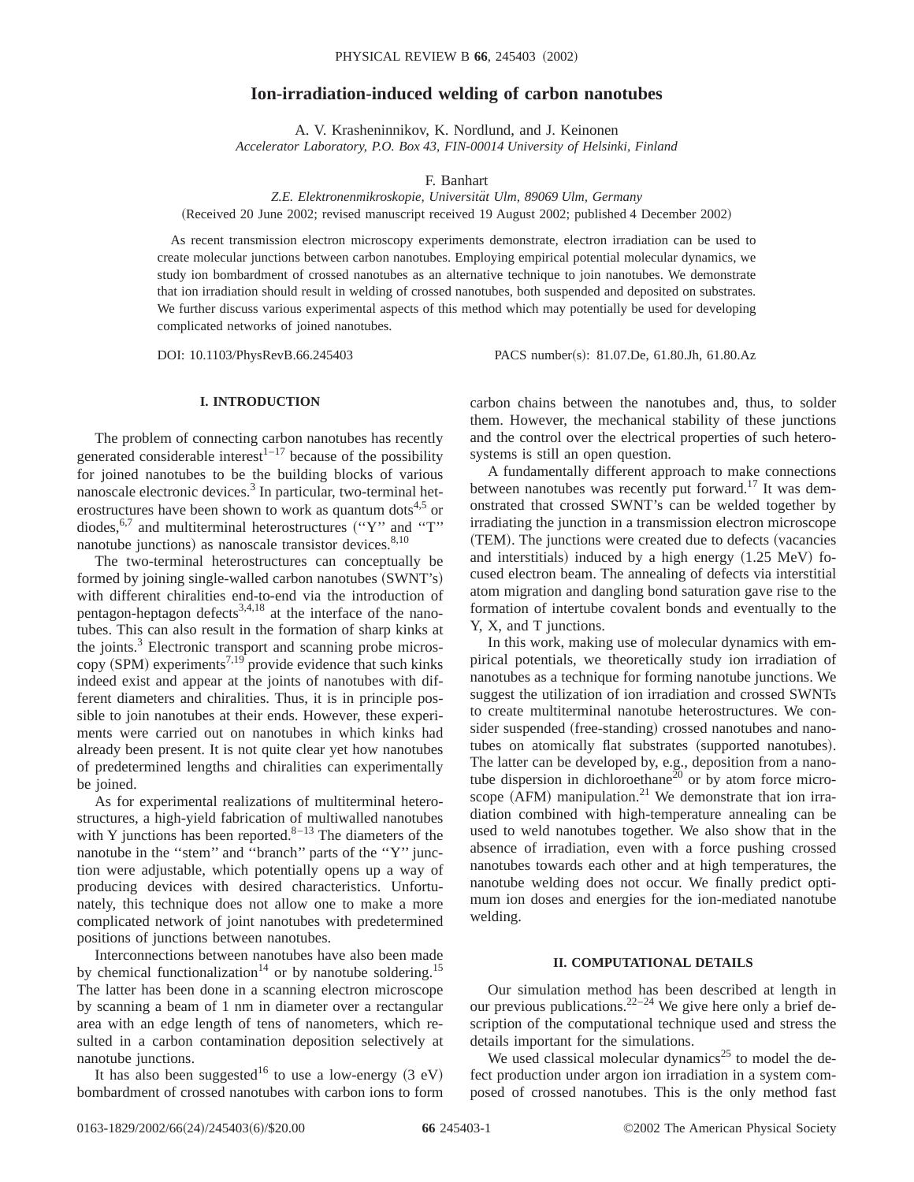# Ion-irradiation-induced welding of carbon nanotubes

A. V. Krasheninnikov, K. Nordlund, and J. Keinonen

*Accelerator Laboratory, P.O. Box 43, FIN-00014 University of Helsinki, Finland*

F. Banhart

*Z.E. Elektronenmikroskopie, Universität Ulm, 89069 Ulm, Germany*

(Received 20 June 2002; revised manuscript received 19 August 2002; published 4 December 2002)

As recent transmission electron microscopy experiments demonstrate, electron irradiation can be used to create molecular junctions between carbon nanotubes. Employing empirical potential molecular dynamics, we study ion bombardment of crossed nanotubes as an alternative technique to join nanotubes. We demonstrate that ion irradiation should result in welding of crossed nanotubes, both suspended and deposited on substrates. We further discuss various experimental aspects of this method which may potentially be used for developing complicated networks of joined nanotubes.

DOI: 10.1103/PhysRevB.66.245403 PACS number(s): 81.07.De, 61.80.Jh, 61.80.Az

## I. INTRODUCTION

The problem of connecting carbon nanotubes has recently generated considerable interest[1–17] because of the possibility for joined nanotubes to be the building blocks of various nanoscale electronic devices.[3] In particular, two-terminal heterostructures have been shown to work as quantum dots[4,5] or diodes,[6,7] and multiterminal heterostructures ("Y" and "T" nanotube junctions) as nanoscale transistor devices.[8,10]

The two-terminal heterostructures can conceptually be formed by joining single-walled carbon nanotubes (SWNT's) with different chiralities end-to-end via the introduction of pentagon-heptagon defects[3,4,18] at the interface of the nanotubes. This can also result in the formation of sharp kinks at the joints.[3] Electronic transport and scanning probe microscopy (SPM) experiments[7,19] provide evidence that such kinks indeed exist and appear at the joints of nanotubes with different diameters and chiralities. Thus, it is in principle possible to join nanotubes at their ends. However, these experiments were carried out on nanotubes in which kinks had already been present. It is not quite clear yet how nanotubes of predetermined lengths and chiralities can experimentally be joined.

As for experimental realizations of multiterminal heterostructures, a high-yield fabrication of multiwalled nanotubes with Y junctions has been reported.[8–13] The diameters of the nanotube in the "stem" and "branch" parts of the "Y" junction were adjustable, which potentially opens up a way of producing devices with desired characteristics. Unfortunately, this technique does not allow one to make a more complicated network of joint nanotubes with predetermined positions of junctions between nanotubes.

Interconnections between nanotubes have also been made by chemical functionalization[14] or by nanotube soldering.[15] The latter has been done in a scanning electron microscope by scanning a beam of 1 nm in diameter over a rectangular area with an edge length of tens of nanometers, which resulted in a carbon contamination deposition selectively at nanotube junctions.

It has also been suggested[16] to use a low-energy (3 eV) bombardment of crossed nanotubes with carbon ions to form carbon chains between the nanotubes and, thus, to solder them. However, the mechanical stability of these junctions and the control over the electrical properties of such heterosystems is still an open question.

A fundamentally different approach to make connections between nanotubes was recently put forward.[17] It was demonstrated that crossed SWNT's can be welded together by irradiating the junction in a transmission electron microscope (TEM). The junctions were created due to defects (vacancies and interstitials) induced by a high energy (1.25 MeV) focused electron beam. The annealing of defects via interstitial atom migration and dangling bond saturation gave rise to the formation of intertube covalent bonds and eventually to the Y, X, and T junctions.

In this work, making use of molecular dynamics with empirical potentials, we theoretically study ion irradiation of nanotubes as a technique for forming nanotube junctions. We suggest the utilization of ion irradiation and crossed SWNTs to create multiterminal nanotube heterostructures. We consider suspended (free-standing) crossed nanotubes and nanotubes on atomically flat substrates (supported nanotubes). The latter can be developed by, e.g., deposition from a nanotube dispersion in dichloroethane[20] or by atom force microscope (AFM) manipulation.[21] We demonstrate that ion irradiation combined with high-temperature annealing can be used to weld nanotubes together. We also show that in the absence of irradiation, even with a force pushing crossed nanotubes towards each other and at high temperatures, the nanotube welding does not occur. We finally predict optimum ion doses and energies for the ion-mediated nanotube welding.

## II. COMPUTATIONAL DETAILS

Our simulation method has been described at length in our previous publications.[22–24] We give here only a brief description of the computational technique used and stress the details important for the simulations.

We used classical molecular dynamics[25] to model the defect production under argon ion irradiation in a system composed of crossed nanotubes. This is the only method fast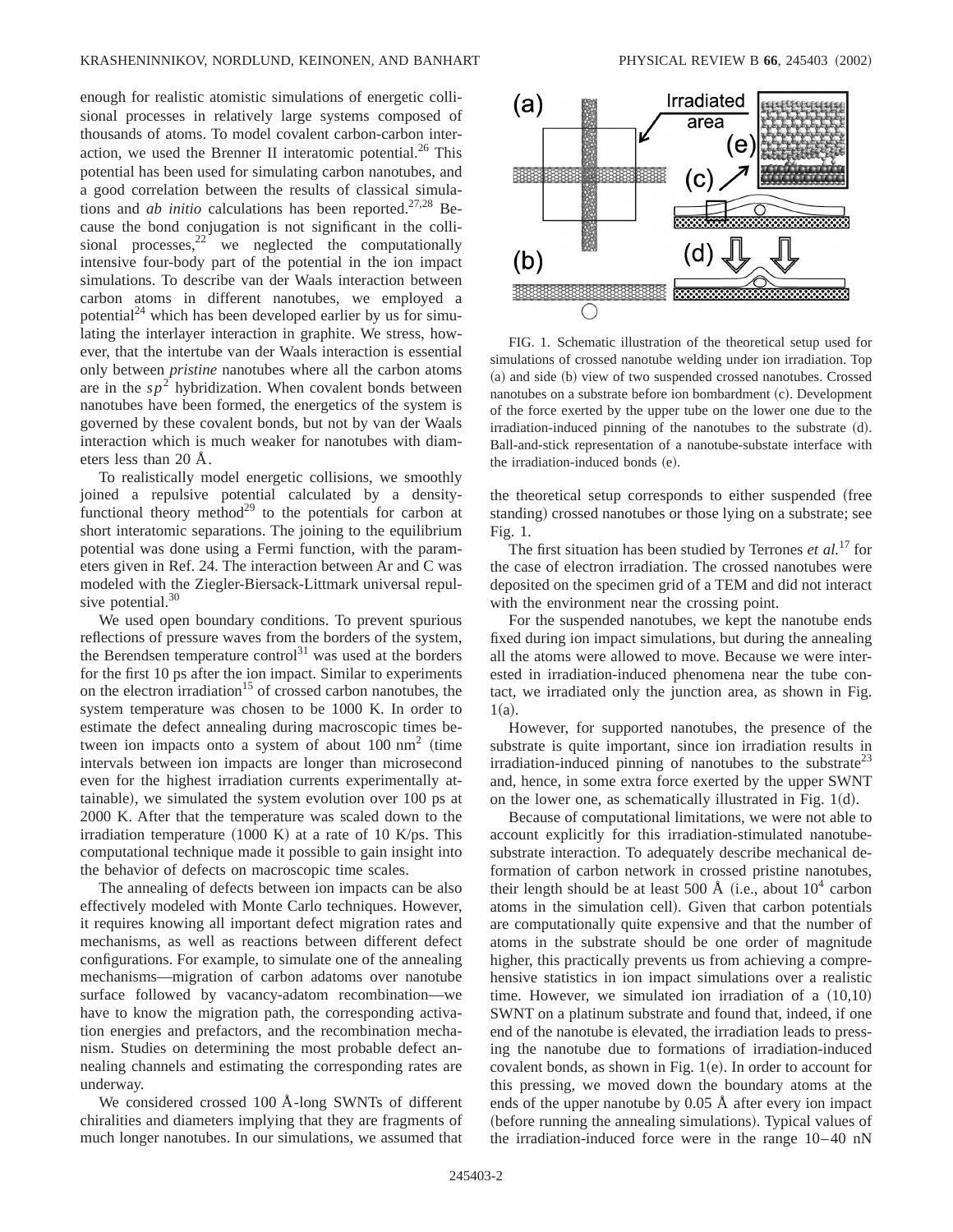enough for realistic atomistic simulations of energetic collisional processes in relatively large systems composed of thousands of atoms. To model covalent carbon-carbon interaction, we used the Brenner II interatomic potential.[26] This potential has been used for simulating carbon nanotubes, and a good correlation between the results of classical simulations and *ab initio* calculations has been reported.[27,28] Because the bond conjugation is not significant in the collisional processes,[22] we neglected the computationally intensive four-body part of the potential in the ion impact simulations. To describe van der Waals interaction between carbon atoms in different nanotubes, we employed a potential[24] which has been developed earlier by us for simulating the interlayer interaction in graphite. We stress, however, that the intertube van der Waals interaction is essential only between *pristine* nanotubes where all the carbon atoms are in the $sp^2$ hybridization. When covalent bonds between nanotubes have been formed, the energetics of the system is governed by these covalent bonds, but not by van der Waals interaction which is much weaker for nanotubes with diameters less than 20 Å.

To realistically model energetic collisions, we smoothly joined a repulsive potential calculated by a density-functional theory method[29] to the potentials for carbon at short interatomic separations. The joining to the equilibrium potential was done using a Fermi function, with the parameters given in Ref. 24. The interaction between Ar and C was modeled with the Ziegler-Biersack-Littmark universal repulsive potential.[30]

We used open boundary conditions. To prevent spurious reflections of pressure waves from the borders of the system, the Berendsen temperature control[31] was used at the borders for the first 10 ps after the ion impact. Similar to experiments on the electron irradiation[15] of crossed carbon nanotubes, the system temperature was chosen to be 1000 K. In order to estimate the defect annealing during macroscopic times between ion impacts onto a system of about 100 nm$^2$ (time intervals between ion impacts are longer than microsecond even for the highest irradiation currents experimentally attainable), we simulated the system evolution over 100 ps at 2000 K. After that the temperature was scaled down to the irradiation temperature (1000 K) at a rate of 10 K/ps. This computational technique made it possible to gain insight into the behavior of defects on macroscopic time scales.

The annealing of defects between ion impacts can be also effectively modeled with Monte Carlo techniques. However, it requires knowing all important defect migration rates and mechanisms, as well as reactions between different defect configurations. For example, to simulate one of the annealing mechanisms—migration of carbon adatoms over nanotube surface followed by vacancy-adatom recombination—we have to know the migration path, the corresponding activation energies and prefactors, and the recombination mechanism. Studies on determining the most probable defect annealing channels and estimating the corresponding rates are underway.

We considered crossed 100 Å-long SWNTs of different chiralities and diameters implying that they are fragments of much longer nanotubes. In our simulations, we assumed that the theoretical setup corresponds to either suspended (free standing) crossed nanotubes or those lying on a substrate; see Fig. 1.

FIG. 1. Schematic illustration of the theoretical setup used for simulations of crossed nanotube welding under ion irradiation. Top (a) and side (b) view of two suspended crossed nanotubes. Crossed nanotubes on a substrate before ion bombardment (c). Development of the force exerted by the upper tube on the lower one due to the irradiation-induced pinning of the nanotubes to the substrate (d). Ball-and-stick representation of a nanotube-substate interface with the irradiation-induced bonds (e).

The first situation has been studied by Terrones *et al.*[17] for the case of electron irradiation. The crossed nanotubes were deposited on the specimen grid of a TEM and did not interact with the environment near the crossing point.

For the suspended nanotubes, we kept the nanotube ends fixed during ion impact simulations, but during the annealing all the atoms were allowed to move. Because we were interested in irradiation-induced phenomena near the tube contact, we irradiated only the junction area, as shown in Fig. 1(a).

However, for supported nanotubes, the presence of the substrate is quite important, since ion irradiation results in irradiation-induced pinning of nanotubes to the substrate[23] and, hence, in some extra force exerted by the upper SWNT on the lower one, as schematically illustrated in Fig. 1(d).

Because of computational limitations, we were not able to account explicitly for this irradiation-stimulated nanotube-substrate interaction. To adequately describe mechanical deformation of carbon network in crossed pristine nanotubes, their length should be at least 500 Å (i.e., about $10^4$ carbon atoms in the simulation cell). Given that carbon potentials are computationally quite expensive and that the number of atoms in the substrate should be one order of magnitude higher, this practically prevents us from achieving a comprehensive statistics in ion impact simulations over a realistic time. However, we simulated ion irradiation of a (10,10) SWNT on a platinum substrate and found that, indeed, if one end of the nanotube is elevated, the irradiation leads to pressing the nanotube due to formations of irradiation-induced covalent bonds, as shown in Fig. 1(e). In order to account for this pressing, we moved down the boundary atoms at the ends of the upper nanotube by 0.05 Å after every ion impact (before running the annealing simulations). Typical values of the irradiation-induced force were in the range 10–40 nN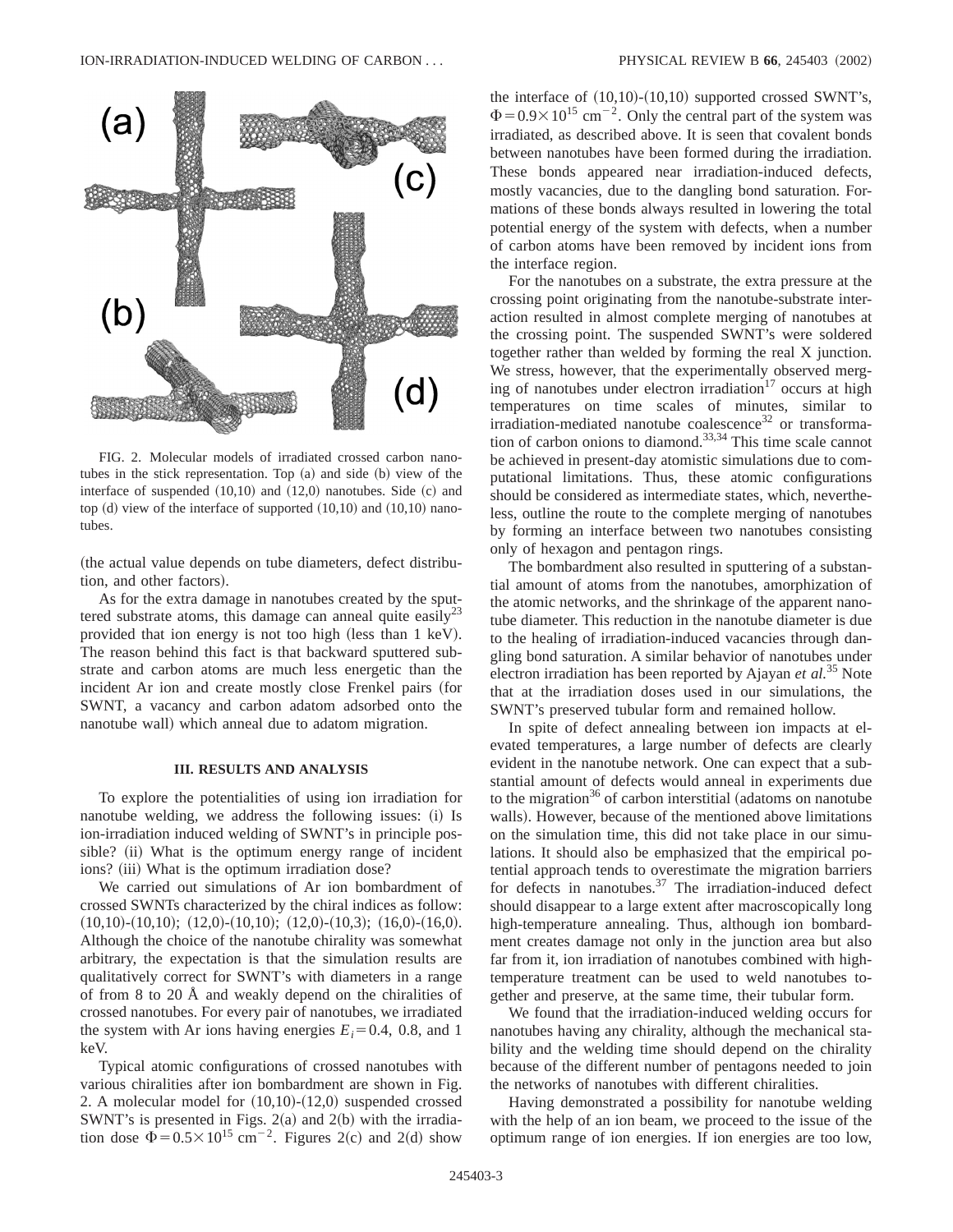FIG. 2. Molecular models of irradiated crossed carbon nanotubes in the stick representation. Top (a) and side (b) view of the interface of suspended (10,10) and (12,0) nanotubes. Side (c) and top (d) view of the interface of supported (10,10) and (10,10) nanotubes.

(the actual value depends on tube diameters, defect distribution, and other factors).

As for the extra damage in nanotubes created by the sputtered substrate atoms, this damage can anneal quite easily[23] provided that ion energy is not too high (less than 1 keV). The reason behind this fact is that backward sputtered substrate and carbon atoms are much less energetic than the incident Ar ion and create mostly close Frenkel pairs (for SWNT, a vacancy and carbon adatom adsorbed onto the nanotube wall) which anneal due to adatom migration.

## III. RESULTS AND ANALYSIS

To explore the potentialities of using ion irradiation for nanotube welding, we address the following issues: (i) Is ion-irradiation induced welding of SWNT's in principle possible? (ii) What is the optimum energy range of incident ions? (iii) What is the optimum irradiation dose?

We carried out simulations of Ar ion bombardment of crossed SWNTs characterized by the chiral indices as follow: (10,10)-(10,10); (12,0)-(10,10); (12,0)-(10,3); (16,0)-(16,0). Although the choice of the nanotube chirality was somewhat arbitrary, the expectation is that the simulation results are qualitatively correct for SWNT's with diameters in a range of from 8 to 20 Å and weakly depend on the chiralities of crossed nanotubes. For every pair of nanotubes, we irradiated the system with Ar ions having energies $E_i = 0.4$, 0.8, and 1 keV.

Typical atomic configurations of crossed nanotubes with various chiralities after ion bombardment are shown in Fig. 2. A molecular model for (10,10)-(12,0) suspended crossed SWNT's is presented in Figs. 2(a) and 2(b) with the irradiation dose $\Phi = 0.5\times10^{15}$ cm$^{-2}$. Figures 2(c) and 2(d) show the interface of (10,10)-(10,10) supported crossed SWNT's, $\Phi = 0.9\times10^{15}$ cm$^{-2}$. Only the central part of the system was irradiated, as described above. It is seen that covalent bonds between nanotubes have been formed during the irradiation. These bonds appeared near irradiation-induced defects, mostly vacancies, due to the dangling bond saturation. Formations of these bonds always resulted in lowering the total potential energy of the system with defects, when a number of carbon atoms have been removed by incident ions from the interface region.

For the nanotubes on a substrate, the extra pressure at the crossing point originating from the nanotube-substrate interaction resulted in almost complete merging of nanotubes at the crossing point. The suspended SWNT's were soldered together rather than welded by forming the real X junction. We stress, however, that the experimentally observed merging of nanotubes under electron irradiation[17] occurs at high temperatures on time scales of minutes, similar to irradiation-mediated nanotube coalescence[32] or transformation of carbon onions to diamond.[33,34] This time scale cannot be achieved in present-day atomistic simulations due to computational limitations. Thus, these atomic configurations should be considered as intermediate states, which, nevertheless, outline the route to the complete merging of nanotubes by forming an interface between two nanotubes consisting only of hexagon and pentagon rings.

The bombardment also resulted in sputtering of a substantial amount of atoms from the nanotubes, amorphization of the atomic networks, and the shrinkage of the apparent nanotube diameter. This reduction in the nanotube diameter is due to the healing of irradiation-induced vacancies through dangling bond saturation. A similar behavior of nanotubes under electron irradiation has been reported by Ajayan *et al.*[35] Note that at the irradiation doses used in our simulations, the SWNT's preserved tubular form and remained hollow.

In spite of defect annealing between ion impacts at elevated temperatures, a large number of defects are clearly evident in the nanotube network. One can expect that a substantial amount of defects would anneal in experiments due to the migration[36] of carbon interstitial (adatoms on nanotube walls). However, because of the mentioned above limitations on the simulation time, this did not take place in our simulations. It should also be emphasized that the empirical potential approach tends to overestimate the migration barriers for defects in nanotubes.[37] The irradiation-induced defect should disappear to a large extent after macroscopically long high-temperature annealing. Thus, although ion bombardment creates damage not only in the junction area but also far from it, ion irradiation of nanotubes combined with high-temperature treatment can be used to weld nanotubes together and preserve, at the same time, their tubular form.

We found that the irradiation-induced welding occurs for nanotubes having any chirality, although the mechanical stability and the welding time should depend on the chirality because of the different number of pentagons needed to join the networks of nanotubes with different chiralities.

Having demonstrated a possibility for nanotube welding with the help of an ion beam, we proceed to the issue of the optimum range of ion energies. If ion energies are too low,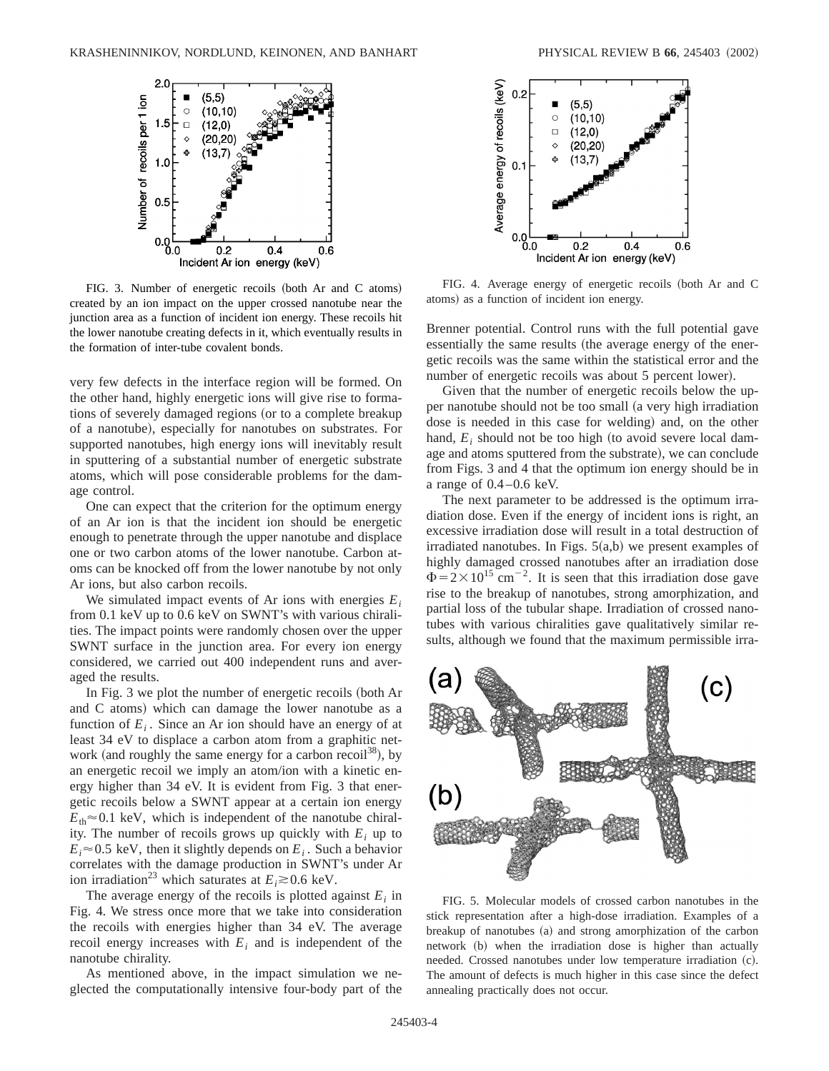FIG. 3. Number of energetic recoils (both Ar and C atoms) created by an ion impact on the upper crossed nanotube near the junction area as a function of incident ion energy. These recoils hit the lower nanotube creating defects in it, which eventually results in the formation of inter-tube covalent bonds.

FIG. 4. Average energy of energetic recoils (both Ar and C atoms) as a function of incident ion energy.

very few defects in the interface region will be formed. On the other hand, highly energetic ions will give rise to formations of severely damaged regions (or to a complete breakup of a nanotube), especially for nanotubes on substrates. For supported nanotubes, high energy ions will inevitably result in sputtering of a substantial number of energetic substrate atoms, which will pose considerable problems for the damage control.

One can expect that the criterion for the optimum energy of an Ar ion is that the incident ion should be energetic enough to penetrate through the upper nanotube and displace one or two carbon atoms of the lower nanotube. Carbon atoms can be knocked off from the lower nanotube by not only Ar ions, but also carbon recoils.

We simulated impact events of Ar ions with energies $E_i$ from 0.1 keV up to 0.6 keV on SWNT's with various chiralities. The impact points were randomly chosen over the upper SWNT surface in the junction area. For every ion energy considered, we carried out 400 independent runs and averaged the results.

In Fig. 3 we plot the number of energetic recoils (both Ar and C atoms) which can damage the lower nanotube as a function of $E_i$. Since an Ar ion should have an energy of at least 34 eV to displace a carbon atom from a graphitic network (and roughly the same energy for a carbon recoil[38]), by an energetic recoil we imply an atom/ion with a kinetic energy higher than 34 eV. It is evident from Fig. 3 that energetic recoils below a SWNT appear at a certain ion energy $E_{th} \approx 0.1$ keV, which is independent of the nanotube chirality. The number of recoils grows up quickly with $E_i$ up to $E_i \approx 0.5$ keV, then it slightly depends on $E_i$. Such a behavior correlates with the damage production in SWNT's under Ar ion irradiation[23] which saturates at $E_i \gtrsim 0.6$ keV.

The average energy of the recoils is plotted against $E_i$ in Fig. 4. We stress once more that we take into consideration the recoils with energies higher than 34 eV. The average recoil energy increases with $E_i$ and is independent of the nanotube chirality.

As mentioned above, in the impact simulation we neglected the computationally intensive four-body part of the Brenner potential. Control runs with the full potential gave essentially the same results (the average energy of the energetic recoils was the same within the statistical error and the number of energetic recoils was about 5 percent lower).

Given that the number of energetic recoils below the upper nanotube should not be too small (a very high irradiation dose is needed in this case for welding) and, on the other hand, $E_i$ should not be too high (to avoid severe local damage and atoms sputtered from the substrate), we can conclude from Figs. 3 and 4 that the optimum ion energy should be in a range of 0.4–0.6 keV.

The next parameter to be addressed is the optimum irradiation dose. Even if the energy of incident ions is right, an excessive irradiation dose will result in a total destruction of irradiated nanotubes. In Figs. 5(a,b) we present examples of highly damaged crossed nanotubes after an irradiation dose $\Phi = 2 \times 10^{15}$ cm$^{-2}$. It is seen that this irradiation dose gave rise to the breakup of nanotubes, strong amorphization, and partial loss of the tubular shape. Irradiation of crossed nanotubes with various chiralities gave qualitatively similar results, although we found that the maximum permissible irra-

FIG. 5. Molecular models of crossed carbon nanotubes in the stick representation after a high-dose irradiation. Examples of a breakup of nanotubes (a) and strong amorphization of the carbon network (b) when the irradiation dose is higher than actually needed. Crossed nanotubes under low temperature irradiation (c). The amount of defects is much higher in this case since the defect annealing practically does not occur.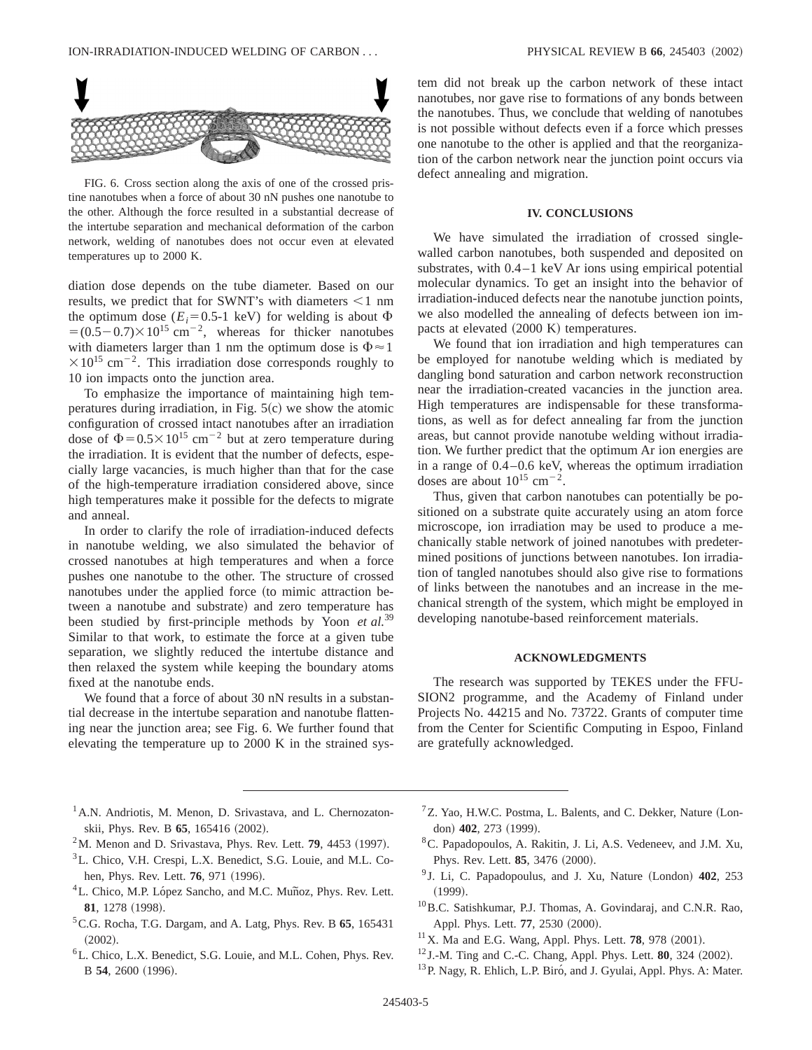FIG. 6. Cross section along the axis of one of the crossed pristine nanotubes when a force of about 30 nN pushes one nanotube to the other. Although the force resulted in a substantial decrease of the intertube separation and mechanical deformation of the carbon network, welding of nanotubes does not occur even at elevated temperatures up to 2000 K.

diation dose depends on the tube diameter. Based on our results, we predict that for SWNT's with diameters $<1$ nm the optimum dose ($E_i = 0.5$-1 keV) for welding is about $\Phi = (0.5-0.7)\times 10^{15}$ cm$^{-2}$, whereas for thicker nanotubes with diameters larger than 1 nm the optimum dose is $\Phi \approx 1 \times 10^{15}$ cm$^{-2}$. This irradiation dose corresponds roughly to 10 ion impacts onto the junction area.

To emphasize the importance of maintaining high temperatures during irradiation, in Fig. 5(c) we show the atomic configuration of crossed intact nanotubes after an irradiation dose of $\Phi = 0.5\times 10^{15}$ cm$^{-2}$ but at zero temperature during the irradiation. It is evident that the number of defects, especially large vacancies, is much higher than that for the case of the high-temperature irradiation considered above, since high temperatures make it possible for the defects to migrate and anneal.

In order to clarify the role of irradiation-induced defects in nanotube welding, we also simulated the behavior of crossed nanotubes at high temperatures and when a force pushes one nanotube to the other. The structure of crossed nanotubes under the applied force (to mimic attraction between a nanotube and substrate) and zero temperature has been studied by first-principle methods by Yoon *et al.*[39] Similar to that work, to estimate the force at a given tube separation, we slightly reduced the intertube distance and then relaxed the system while keeping the boundary atoms fixed at the nanotube ends.

We found that a force of about 30 nN results in a substantial decrease in the intertube separation and nanotube flattening near the junction area; see Fig. 6. We further found that elevating the temperature up to 2000 K in the strained system did not break up the carbon network of these intact nanotubes, nor gave rise to formations of any bonds between the nanotubes. Thus, we conclude that welding of nanotubes is not possible without defects even if a force which presses one nanotube to the other is applied and that the reorganization of the carbon network near the junction point occurs via defect annealing and migration.

## IV. CONCLUSIONS

We have simulated the irradiation of crossed single-walled carbon nanotubes, both suspended and deposited on substrates, with 0.4–1 keV Ar ions using empirical potential molecular dynamics. To get an insight into the behavior of irradiation-induced defects near the nanotube junction points, we also modelled the annealing of defects between ion impacts at elevated (2000 K) temperatures.

We found that ion irradiation and high temperatures can be employed for nanotube welding which is mediated by dangling bond saturation and carbon network reconstruction near the irradiation-created vacancies in the junction area. High temperatures are indispensable for these transformations, as well as for defect annealing far from the junction areas, but cannot provide nanotube welding without irradiation. We further predict that the optimum Ar ion energies are in a range of 0.4–0.6 keV, whereas the optimum irradiation doses are about $10^{15}$ cm$^{-2}$.

Thus, given that carbon nanotubes can potentially be positioned on a substrate quite accurately using an atom force microscope, ion irradiation may be used to produce a mechanically stable network of joined nanotubes with predetermined positions of junctions between nanotubes. Ion irradiation of tangled nanotubes should also give rise to formations of links between the nanotubes and an increase in the mechanical strength of the system, which might be employed in developing nanotube-based reinforcement materials.

## ACKNOWLEDGMENTS

The research was supported by TEKES under the FFUSION2 programme, and the Academy of Finland under Projects No. 44215 and No. 73722. Grants of computer time from the Center for Scientific Computing in Espoo, Finland are gratefully acknowledged.

---

[1] A.N. Andriotis, M. Menon, D. Srivastava, and L. Chernozatonskii, Phys. Rev. B **65**, 165416 (2002).

[2] M. Menon and D. Srivastava, Phys. Rev. Lett. **79**, 4453 (1997).

[3] L. Chico, V.H. Crespi, L.X. Benedict, S.G. Louie, and M.L. Cohen, Phys. Rev. Lett. **76**, 971 (1996).

[4] L. Chico, M.P. López Sancho, and M.C. Muñoz, Phys. Rev. Lett. **81**, 1278 (1998).

[5] C.G. Rocha, T.G. Dargam, and A. Latg, Phys. Rev. B **65**, 165431 (2002).

[6] L. Chico, L.X. Benedict, S.G. Louie, and M.L. Cohen, Phys. Rev. B **54**, 2600 (1996).

[7] Z. Yao, H.W.C. Postma, L. Balents, and C. Dekker, Nature (London) **402**, 273 (1999).

[8] C. Papadopoulos, A. Rakitin, J. Li, A.S. Vedeneev, and J.M. Xu, Phys. Rev. Lett. **85**, 3476 (2000).

[9] J. Li, C. Papadopoulus, and J. Xu, Nature (London) **402**, 253 (1999).

[10] B.C. Satishkumar, P.J. Thomas, A. Govindaraj, and C.N.R. Rao, Appl. Phys. Lett. **77**, 2530 (2000).

[11] X. Ma and E.G. Wang, Appl. Phys. Lett. **78**, 978 (2001).

[12] J.-M. Ting and C.-C. Chang, Appl. Phys. Lett. **80**, 324 (2002).

[13] P. Nagy, R. Ehlich, L.P. Biró, and J. Gyulai, Appl. Phys. A: Mater.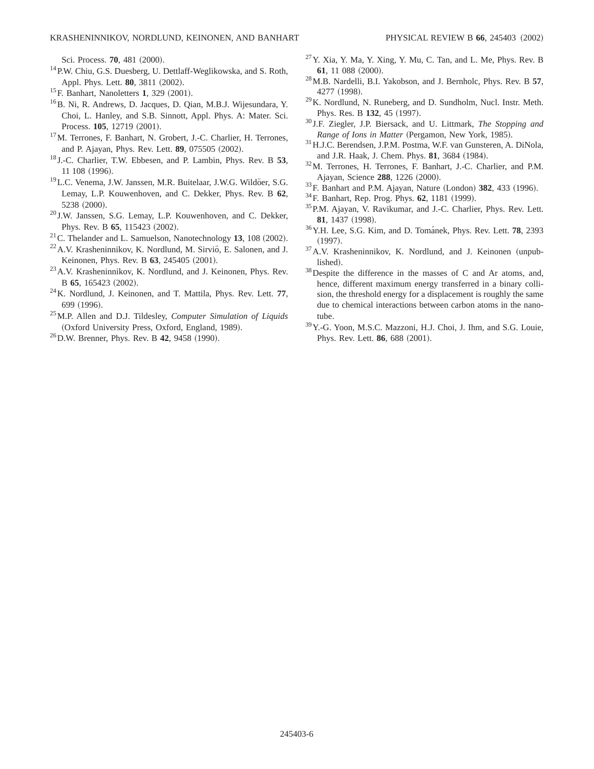Sci. Process. **70**, 481 (2000).

[14] P.W. Chiu, G.S. Duesberg, U. Dettlaff-Weglikowska, and S. Roth, Appl. Phys. Lett. **80**, 3811 (2002).

[15] F. Banhart, Nanoletters **1**, 329 (2001).

[16] B. Ni, R. Andrews, D. Jacques, D. Qian, M.B.J. Wijesundara, Y. Choi, L. Hanley, and S.B. Sinnott, Appl. Phys. A: Mater. Sci. Process. **105**, 12719 (2001).

[17] M. Terrones, F. Banhart, N. Grobert, J.-C. Charlier, H. Terrones, and P. Ajayan, Phys. Rev. Lett. **89**, 075505 (2002).

[18] J.-C. Charlier, T.W. Ebbesen, and P. Lambin, Phys. Rev. B **53**, 11 108 (1996).

[19] L.C. Venema, J.W. Janssen, M.R. Buitelaar, J.W.G. Wildöer, S.G. Lemay, L.P. Kouwenhoven, and C. Dekker, Phys. Rev. B **62**, 5238 (2000).

[20] J.W. Janssen, S.G. Lemay, L.P. Kouwenhoven, and C. Dekker, Phys. Rev. B **65**, 115423 (2002).

[21] C. Thelander and L. Samuelson, Nanotechnology **13**, 108 (2002).

[22] A.V. Krasheninnikov, K. Nordlund, M. Sirviö, E. Salonen, and J. Keinonen, Phys. Rev. B **63**, 245405 (2001).

[23] A.V. Krasheninnikov, K. Nordlund, and J. Keinonen, Phys. Rev. B **65**, 165423 (2002).

[24] K. Nordlund, J. Keinonen, and T. Mattila, Phys. Rev. Lett. **77**, 699 (1996).

[25] M.P. Allen and D.J. Tildesley, *Computer Simulation of Liquids* (Oxford University Press, Oxford, England, 1989).

[26] D.W. Brenner, Phys. Rev. B **42**, 9458 (1990).

[27] Y. Xia, Y. Ma, Y. Xing, Y. Mu, C. Tan, and L. Me, Phys. Rev. B **61**, 11 088 (2000).

[28] M.B. Nardelli, B.I. Yakobson, and J. Bernholc, Phys. Rev. B **57**, 4277 (1998).

[29] K. Nordlund, N. Runeberg, and D. Sundholm, Nucl. Instr. Meth. Phys. Res. B **132**, 45 (1997).

[30] J.F. Ziegler, J.P. Biersack, and U. Littmark, *The Stopping and Range of Ions in Matter* (Pergamon, New York, 1985).

[31] H.J.C. Berendsen, J.P.M. Postma, W.F. van Gunsteren, A. DiNola, and J.R. Haak, J. Chem. Phys. **81**, 3684 (1984).

[32] M. Terrones, H. Terrones, F. Banhart, J.-C. Charlier, and P.M. Ajayan, Science **288**, 1226 (2000).

[33] F. Banhart and P.M. Ajayan, Nature (London) **382**, 433 (1996).

[34] F. Banhart, Rep. Prog. Phys. **62**, 1181 (1999).

[35] P.M. Ajayan, V. Ravikumar, and J.-C. Charlier, Phys. Rev. Lett. **81**, 1437 (1998).

[36] Y.H. Lee, S.G. Kim, and D. Tománek, Phys. Rev. Lett. **78**, 2393 (1997).

[37] A.V. Krasheninnikov, K. Nordlund, and J. Keinonen (unpublished).

[38] Despite the difference in the masses of C and Ar atoms, and, hence, different maximum energy transferred in a binary collision, the threshold energy for a displacement is roughly the same due to chemical interactions between carbon atoms in the nanotube.

[39] Y.-G. Yoon, M.S.C. Mazzoni, H.J. Choi, J. Ihm, and S.G. Louie, Phys. Rev. Lett. **86**, 688 (2001).